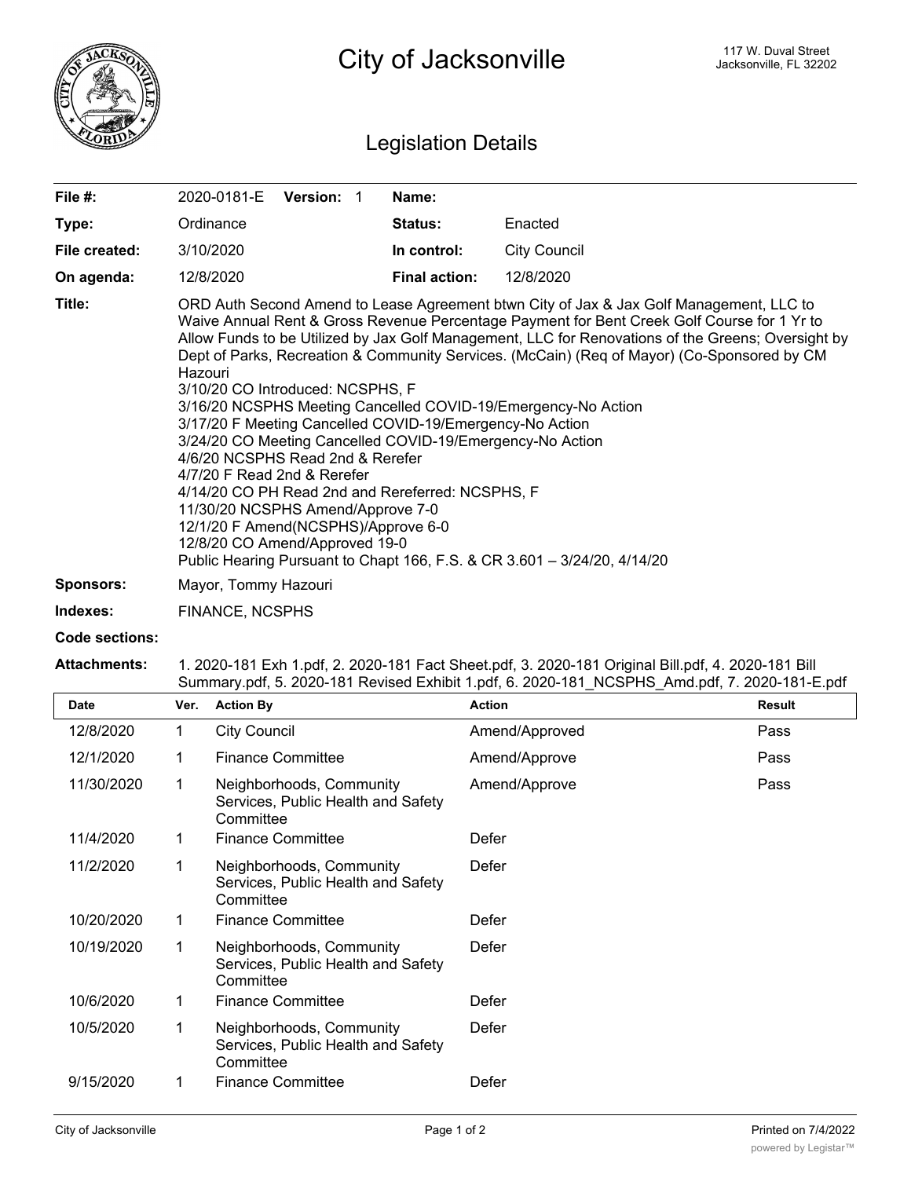# City of Jacksonville

117 W. Duval Street
Jacksonville, FL 32202

## Legislation Details

| | | | |
|---|---|---|---|
| **File #:** | 2020-0181-E **Version:** 1 | **Name:** | |
| **Type:** | Ordinance | **Status:** | Enacted |
| **File created:** | 3/10/2020 | **In control:** | City Council |
| **On agenda:** | 12/8/2020 | **Final action:** | 12/8/2020 |

**Title:** ORD Auth Second Amend to Lease Agreement btwn City of Jax & Jax Golf Management, LLC to Waive Annual Rent & Gross Revenue Percentage Payment for Bent Creek Golf Course for 1 Yr to Allow Funds to be Utilized by Jax Golf Management, LLC for Renovations of the Greens; Oversight by Dept of Parks, Recreation & Community Services. (McCain) (Req of Mayor) (Co-Sponsored by CM Hazouri
3/10/20 CO Introduced: NCSPHS, F
3/16/20 NCSPHS Meeting Cancelled COVID-19/Emergency-No Action
3/17/20 F Meeting Cancelled COVID-19/Emergency-No Action
3/24/20 CO Meeting Cancelled COVID-19/Emergency-No Action
4/6/20 NCSPHS Read 2nd & Rerefer
4/7/20 F Read 2nd & Rerefer
4/14/20 CO PH Read 2nd and Rereferred: NCSPHS, F
11/30/20 NCSPHS Amend/Approve 7-0
12/1/20 F Amend(NCSPHS)/Approve 6-0
12/8/20 CO Amend/Approved 19-0
Public Hearing Pursuant to Chapt 166, F.S. & CR 3.601 – 3/24/20, 4/14/20

**Sponsors:** Mayor, Tommy Hazouri

**Indexes:** FINANCE, NCSPHS

**Code sections:**

**Attachments:** 1. 2020-181 Exh 1.pdf, 2. 2020-181 Fact Sheet.pdf, 3. 2020-181 Original Bill.pdf, 4. 2020-181 Bill Summary.pdf, 5. 2020-181 Revised Exhibit 1.pdf, 6. 2020-181_NCSPHS_Amd.pdf, 7. 2020-181-E.pdf

| Date | Ver. | Action By | Action | Result |
|---|---|---|---|---|
| 12/8/2020 | 1 | City Council | Amend/Approved | Pass |
| 12/1/2020 | 1 | Finance Committee | Amend/Approve | Pass |
| 11/30/2020 | 1 | Neighborhoods, Community Services, Public Health and Safety Committee | Amend/Approve | Pass |
| 11/4/2020 | 1 | Finance Committee | Defer | |
| 11/2/2020 | 1 | Neighborhoods, Community Services, Public Health and Safety Committee | Defer | |
| 10/20/2020 | 1 | Finance Committee | Defer | |
| 10/19/2020 | 1 | Neighborhoods, Community Services, Public Health and Safety Committee | Defer | |
| 10/6/2020 | 1 | Finance Committee | Defer | |
| 10/5/2020 | 1 | Neighborhoods, Community Services, Public Health and Safety Committee | Defer | |
| 9/15/2020 | 1 | Finance Committee | Defer | |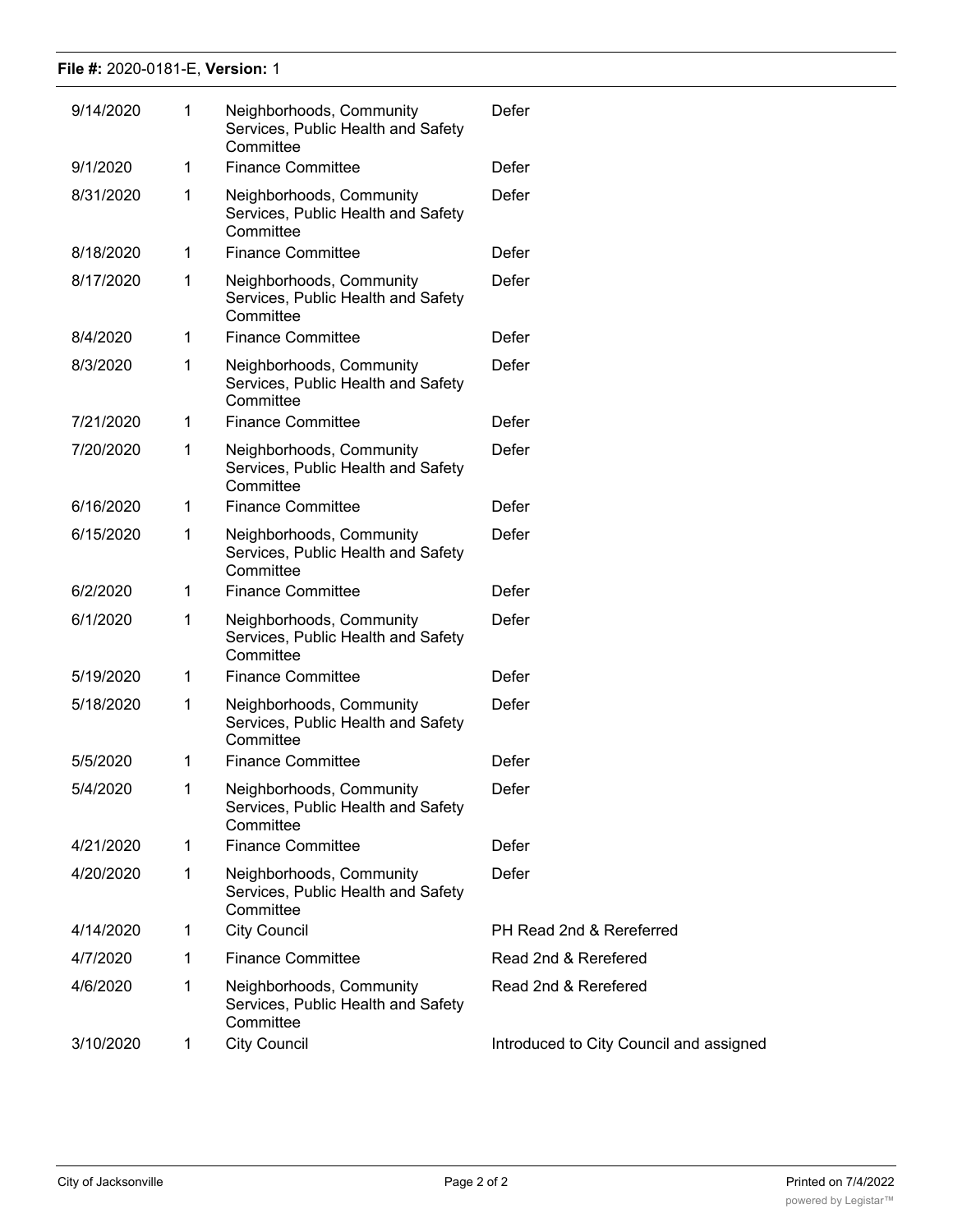| | | | |
|---|---|---|---|
| 9/14/2020 | 1 | Neighborhoods, Community Services, Public Health and Safety Committee | Defer |
| 9/1/2020 | 1 | Finance Committee | Defer |
| 8/31/2020 | 1 | Neighborhoods, Community Services, Public Health and Safety Committee | Defer |
| 8/18/2020 | 1 | Finance Committee | Defer |
| 8/17/2020 | 1 | Neighborhoods, Community Services, Public Health and Safety Committee | Defer |
| 8/4/2020 | 1 | Finance Committee | Defer |
| 8/3/2020 | 1 | Neighborhoods, Community Services, Public Health and Safety Committee | Defer |
| 7/21/2020 | 1 | Finance Committee | Defer |
| 7/20/2020 | 1 | Neighborhoods, Community Services, Public Health and Safety Committee | Defer |
| 6/16/2020 | 1 | Finance Committee | Defer |
| 6/15/2020 | 1 | Neighborhoods, Community Services, Public Health and Safety Committee | Defer |
| 6/2/2020 | 1 | Finance Committee | Defer |
| 6/1/2020 | 1 | Neighborhoods, Community Services, Public Health and Safety Committee | Defer |
| 5/19/2020 | 1 | Finance Committee | Defer |
| 5/18/2020 | 1 | Neighborhoods, Community Services, Public Health and Safety Committee | Defer |
| 5/5/2020 | 1 | Finance Committee | Defer |
| 5/4/2020 | 1 | Neighborhoods, Community Services, Public Health and Safety Committee | Defer |
| 4/21/2020 | 1 | Finance Committee | Defer |
| 4/20/2020 | 1 | Neighborhoods, Community Services, Public Health and Safety Committee | Defer |
| 4/14/2020 | 1 | City Council | PH Read 2nd & Rereferred |
| 4/7/2020 | 1 | Finance Committee | Read 2nd & Rerefered |
| 4/6/2020 | 1 | Neighborhoods, Community Services, Public Health and Safety Committee | Read 2nd & Rerefered |
| 3/10/2020 | 1 | City Council | Introduced to City Council and assigned |